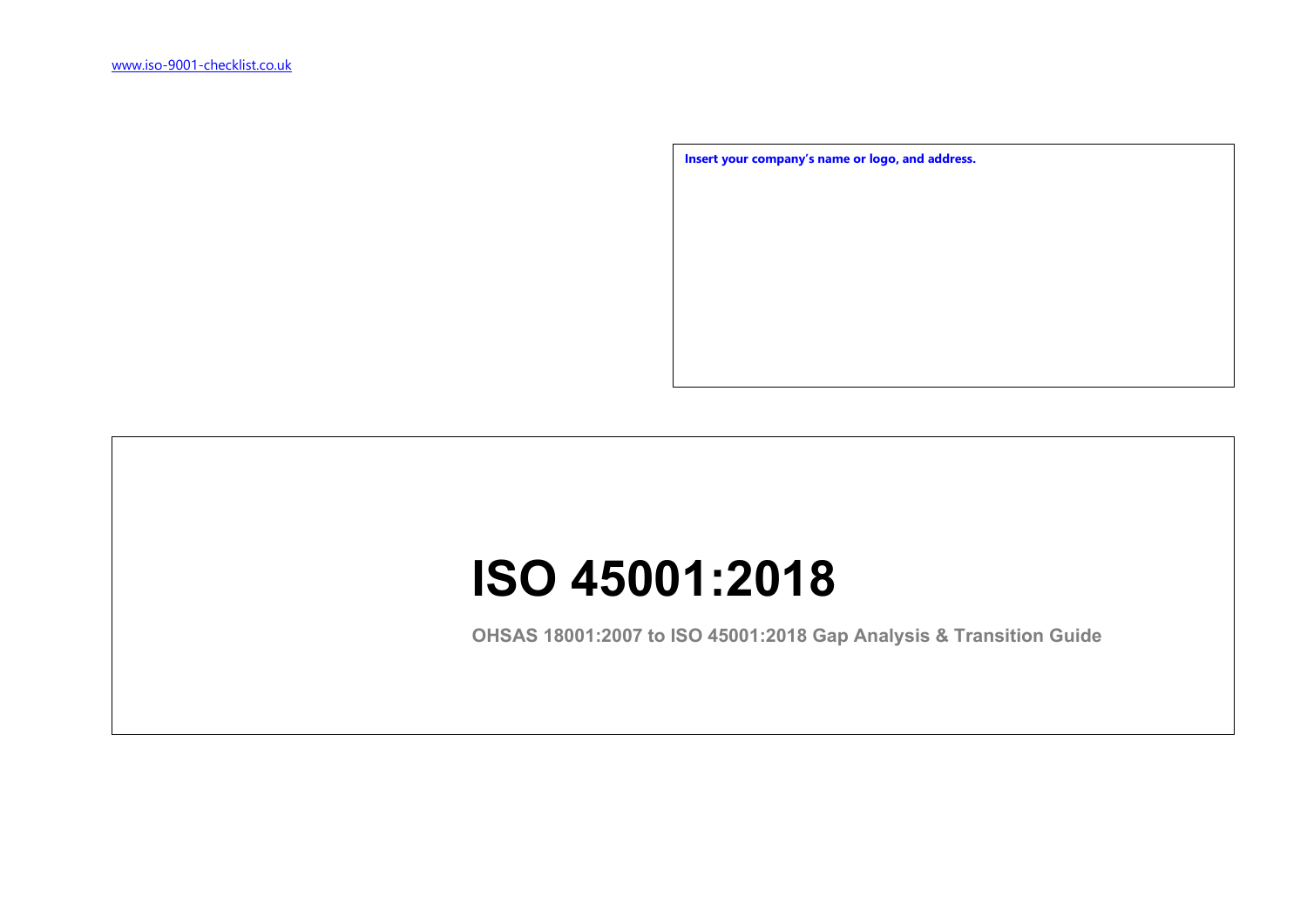www.iso-9001-checklist.co.uk

**Insert your company's name or logo, and address.**

# ISO 45001:2018

**OHSAS 18001:2007 to ISO 45001:2018 Gap Analysis & Transition Guide**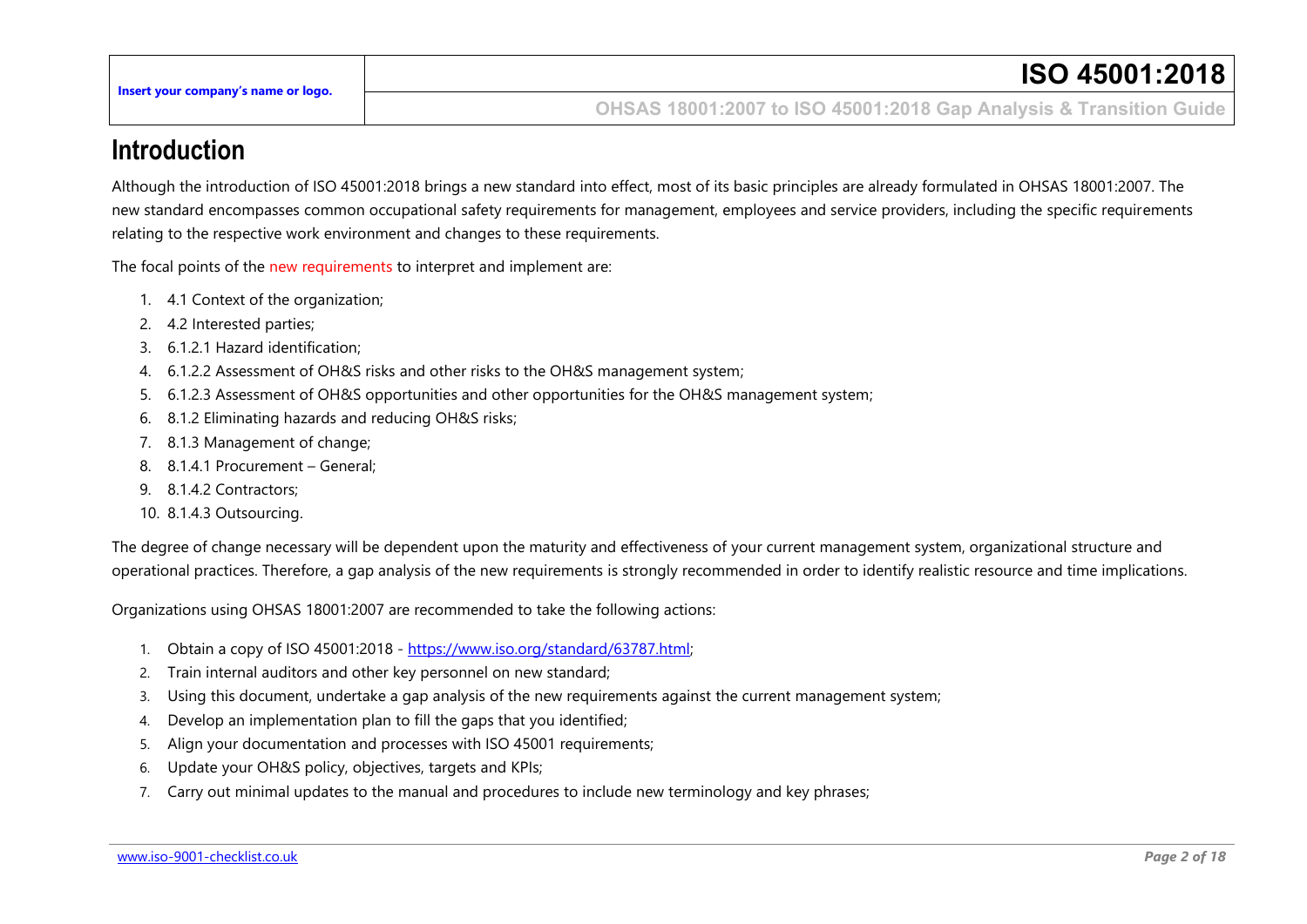# Introduction

Although the introduction of ISO 45001:2018 brings a new standard into effect, most of its basic principles are already formulated in OHSAS 18001:2007. The new standard encompasses common occupational safety requirements for management, employees and service providers, including the specific requirements relating to the respective work environment and changes to these requirements.

The focal points of the new requirements to interpret and implement are:

1. 4.1 Context of the organization;
2. 4.2 Interested parties;
3. 6.1.2.1 Hazard identification;
4. 6.1.2.2 Assessment of OH&S risks and other risks to the OH&S management system;
5. 6.1.2.3 Assessment of OH&S opportunities and other opportunities for the OH&S management system;
6. 8.1.2 Eliminating hazards and reducing OH&S risks;
7. 8.1.3 Management of change;
8. 8.1.4.1 Procurement – General;
9. 8.1.4.2 Contractors;
10. 8.1.4.3 Outsourcing.

The degree of change necessary will be dependent upon the maturity and effectiveness of your current management system, organizational structure and operational practices. Therefore, a gap analysis of the new requirements is strongly recommended in order to identify realistic resource and time implications.

Organizations using OHSAS 18001:2007 are recommended to take the following actions:

1. Obtain a copy of ISO 45001:2018 - https://www.iso.org/standard/63787.html;
2. Train internal auditors and other key personnel on new standard;
3. Using this document, undertake a gap analysis of the new requirements against the current management system;
4. Develop an implementation plan to fill the gaps that you identified;
5. Align your documentation and processes with ISO 45001 requirements;
6. Update your OH&S policy, objectives, targets and KPIs;
7. Carry out minimal updates to the manual and procedures to include new terminology and key phrases;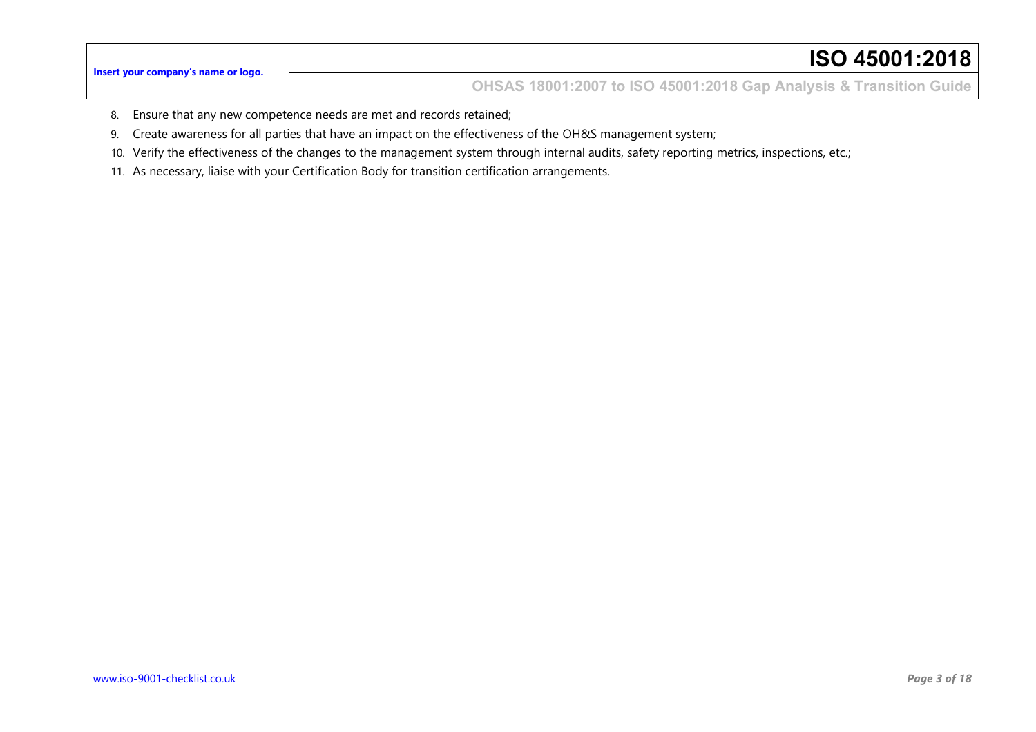8. Ensure that any new competence needs are met and records retained;
9. Create awareness for all parties that have an impact on the effectiveness of the OH&S management system;
10. Verify the effectiveness of the changes to the management system through internal audits, safety reporting metrics, inspections, etc.;
11. As necessary, liaise with your Certification Body for transition certification arrangements.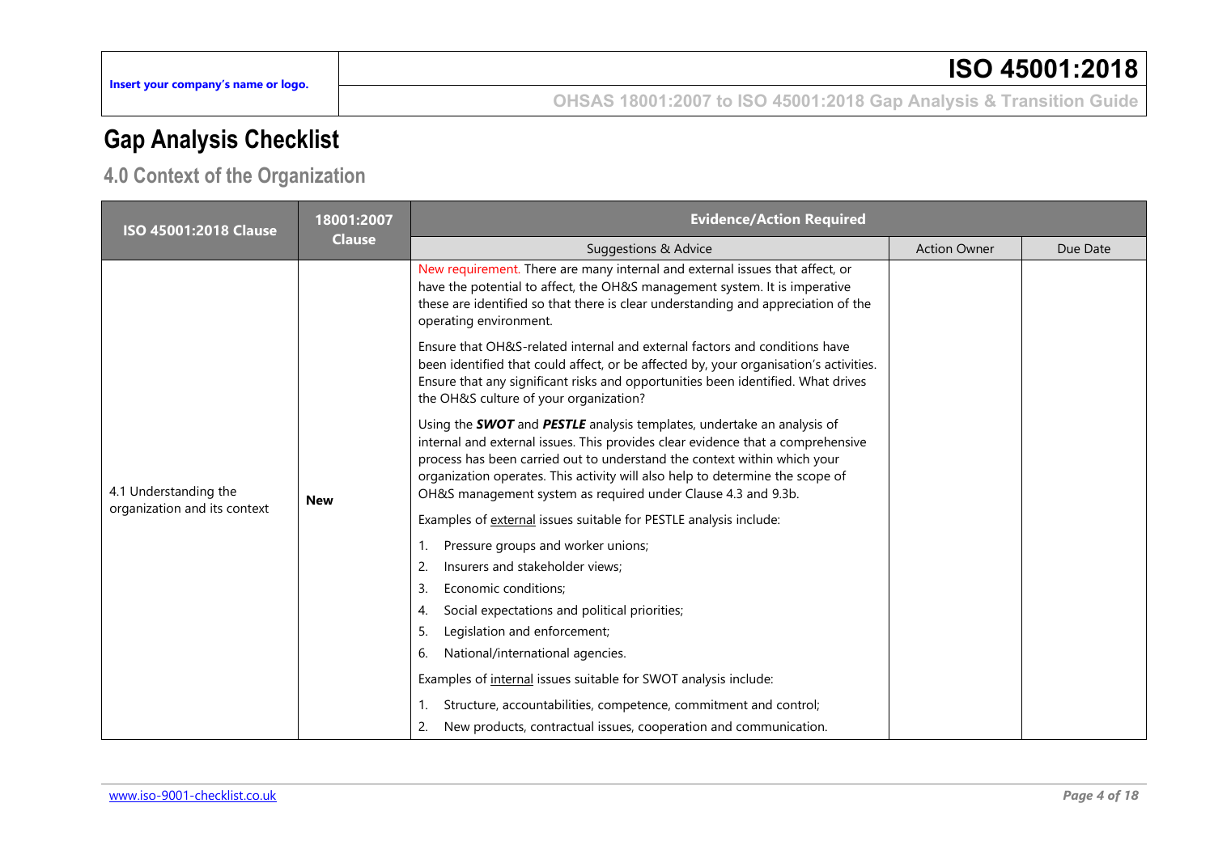# Gap Analysis Checklist

## 4.0 Context of the Organization

| ISO 45001:2018 Clause | 18001:2007 Clause | Evidence/Action Required | | |
|---|---|---|---|---|
| | | Suggestions & Advice | Action Owner | Due Date |
| 4.1 Understanding the organization and its context | **New** | New requirement. There are many internal and external issues that affect, or have the potential to affect, the OH&S management system. It is imperative these are identified so that there is clear understanding and appreciation of the operating environment.<br><br>Ensure that OH&S-related internal and external factors and conditions have been identified that could affect, or be affected by, your organisation's activities. Ensure that any significant risks and opportunities been identified. What drives the OH&S culture of your organization?<br><br>Using the ***SWOT*** and ***PESTLE*** analysis templates, undertake an analysis of internal and external issues. This provides clear evidence that a comprehensive process has been carried out to understand the context within which your organization operates. This activity will also help to determine the scope of OH&S management system as required under Clause 4.3 and 9.3b.<br><br>Examples of external issues suitable for PESTLE analysis include:<br><br>1. Pressure groups and worker unions;<br>2. Insurers and stakeholder views;<br>3. Economic conditions;<br>4. Social expectations and political priorities;<br>5. Legislation and enforcement;<br>6. National/international agencies.<br><br>Examples of internal issues suitable for SWOT analysis include:<br><br>1. Structure, accountabilities, competence, commitment and control;<br>2. New products, contractual issues, cooperation and communication. | | |